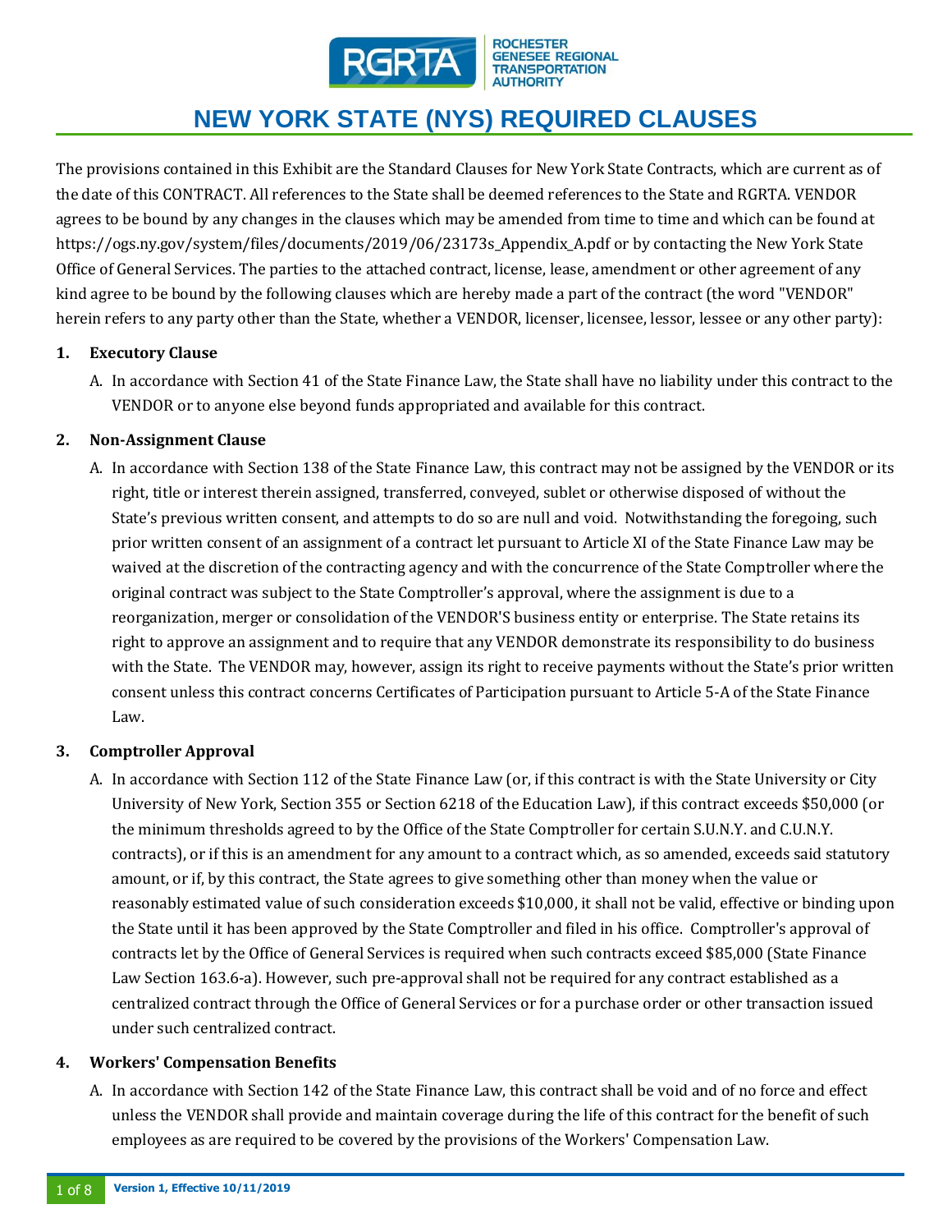# NEW YORK STATE (NYS) REQUIRED CLAUSES

The provisions contained in this Exhibit are the Standard Clauses for New York State Contracts, which are current as of the date of this CONTRACT. All references to the State shall be deemed references to the State and RGRTA. VENDOR agrees to be bound by any changes in the clauses which may be amended from time to time and which can be found at https://ogs.ny.gov/system/files/documents/2019/06/23173s_Appendix_A.pdf or by contacting the New York State Office of General Services. The parties to the attached contract, license, lease, amendment or other agreement of any kind agree to be bound by the following clauses which are hereby made a part of the contract (the word "VENDOR" herein refers to any party other than the State, whether a VENDOR, licenser, licensee, lessor, lessee or any other party):

**1. Executory Clause**

A. In accordance with Section 41 of the State Finance Law, the State shall have no liability under this contract to the VENDOR or to anyone else beyond funds appropriated and available for this contract.

**2. Non-Assignment Clause**

A. In accordance with Section 138 of the State Finance Law, this contract may not be assigned by the VENDOR or its right, title or interest therein assigned, transferred, conveyed, sublet or otherwise disposed of without the State's previous written consent, and attempts to do so are null and void. Notwithstanding the foregoing, such prior written consent of an assignment of a contract let pursuant to Article XI of the State Finance Law may be waived at the discretion of the contracting agency and with the concurrence of the State Comptroller where the original contract was subject to the State Comptroller's approval, where the assignment is due to a reorganization, merger or consolidation of the VENDOR'S business entity or enterprise. The State retains its right to approve an assignment and to require that any VENDOR demonstrate its responsibility to do business with the State. The VENDOR may, however, assign its right to receive payments without the State's prior written consent unless this contract concerns Certificates of Participation pursuant to Article 5-A of the State Finance Law.

**3. Comptroller Approval**

A. In accordance with Section 112 of the State Finance Law (or, if this contract is with the State University or City University of New York, Section 355 or Section 6218 of the Education Law), if this contract exceeds $50,000 (or the minimum thresholds agreed to by the Office of the State Comptroller for certain S.U.N.Y. and C.U.N.Y. contracts), or if this is an amendment for any amount to a contract which, as so amended, exceeds said statutory amount, or if, by this contract, the State agrees to give something other than money when the value or reasonably estimated value of such consideration exceeds $10,000, it shall not be valid, effective or binding upon the State until it has been approved by the State Comptroller and filed in his office. Comptroller's approval of contracts let by the Office of General Services is required when such contracts exceed $85,000 (State Finance Law Section 163.6-a). However, such pre-approval shall not be required for any contract established as a centralized contract through the Office of General Services or for a purchase order or other transaction issued under such centralized contract.

**4. Workers' Compensation Benefits**

A. In accordance with Section 142 of the State Finance Law, this contract shall be void and of no force and effect unless the VENDOR shall provide and maintain coverage during the life of this contract for the benefit of such employees as are required to be covered by the provisions of the Workers' Compensation Law.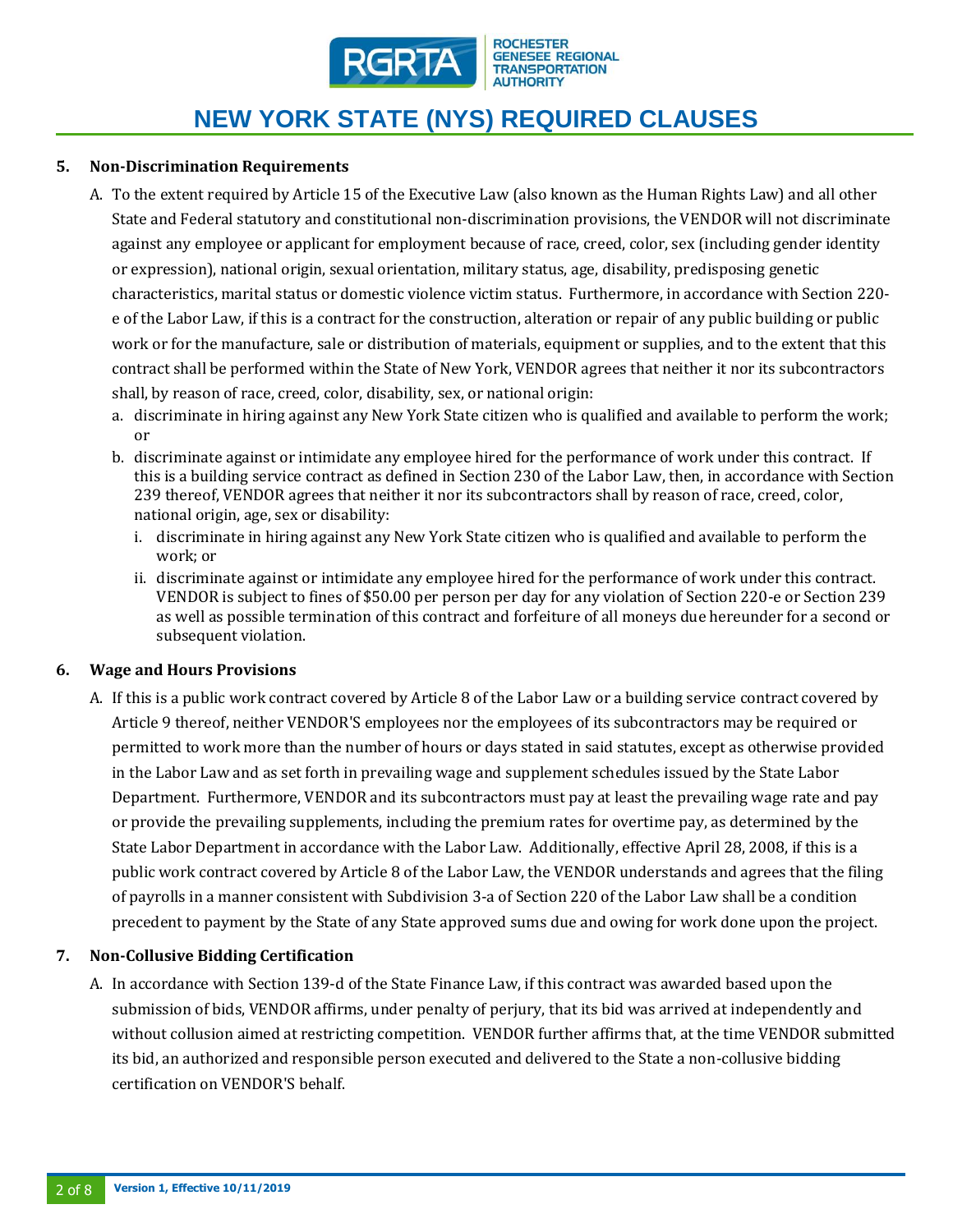# NEW YORK STATE (NYS) REQUIRED CLAUSES

**5. Non-Discrimination Requirements**

A. To the extent required by Article 15 of the Executive Law (also known as the Human Rights Law) and all other State and Federal statutory and constitutional non-discrimination provisions, the VENDOR will not discriminate against any employee or applicant for employment because of race, creed, color, sex (including gender identity or expression), national origin, sexual orientation, military status, age, disability, predisposing genetic characteristics, marital status or domestic violence victim status. Furthermore, in accordance with Section 220-e of the Labor Law, if this is a contract for the construction, alteration or repair of any public building or public work or for the manufacture, sale or distribution of materials, equipment or supplies, and to the extent that this contract shall be performed within the State of New York, VENDOR agrees that neither it nor its subcontractors shall, by reason of race, creed, color, disability, sex, or national origin:

a. discriminate in hiring against any New York State citizen who is qualified and available to perform the work; or

b. discriminate against or intimidate any employee hired for the performance of work under this contract. If this is a building service contract as defined in Section 230 of the Labor Law, then, in accordance with Section 239 thereof, VENDOR agrees that neither it nor its subcontractors shall by reason of race, creed, color, national origin, age, sex or disability:

   i. discriminate in hiring against any New York State citizen who is qualified and available to perform the work; or

   ii. discriminate against or intimidate any employee hired for the performance of work under this contract. VENDOR is subject to fines of $50.00 per person per day for any violation of Section 220-e or Section 239 as well as possible termination of this contract and forfeiture of all moneys due hereunder for a second or subsequent violation.

**6. Wage and Hours Provisions**

A. If this is a public work contract covered by Article 8 of the Labor Law or a building service contract covered by Article 9 thereof, neither VENDOR'S employees nor the employees of its subcontractors may be required or permitted to work more than the number of hours or days stated in said statutes, except as otherwise provided in the Labor Law and as set forth in prevailing wage and supplement schedules issued by the State Labor Department. Furthermore, VENDOR and its subcontractors must pay at least the prevailing wage rate and pay or provide the prevailing supplements, including the premium rates for overtime pay, as determined by the State Labor Department in accordance with the Labor Law. Additionally, effective April 28, 2008, if this is a public work contract covered by Article 8 of the Labor Law, the VENDOR understands and agrees that the filing of payrolls in a manner consistent with Subdivision 3-a of Section 220 of the Labor Law shall be a condition precedent to payment by the State of any State approved sums due and owing for work done upon the project.

**7. Non-Collusive Bidding Certification**

A. In accordance with Section 139-d of the State Finance Law, if this contract was awarded based upon the submission of bids, VENDOR affirms, under penalty of perjury, that its bid was arrived at independently and without collusion aimed at restricting competition. VENDOR further affirms that, at the time VENDOR submitted its bid, an authorized and responsible person executed and delivered to the State a non-collusive bidding certification on VENDOR'S behalf.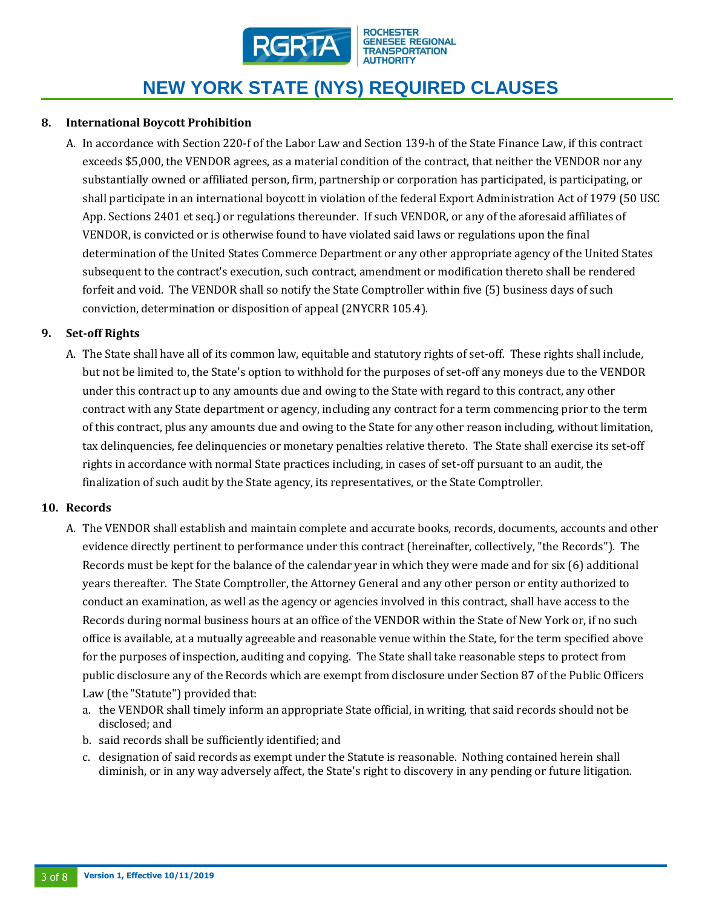# NEW YORK STATE (NYS) REQUIRED CLAUSES

## 8. International Boycott Prohibition

A. In accordance with Section 220-f of the Labor Law and Section 139-h of the State Finance Law, if this contract exceeds $5,000, the VENDOR agrees, as a material condition of the contract, that neither the VENDOR nor any substantially owned or affiliated person, firm, partnership or corporation has participated, is participating, or shall participate in an international boycott in violation of the federal Export Administration Act of 1979 (50 USC App. Sections 2401 et seq.) or regulations thereunder. If such VENDOR, or any of the aforesaid affiliates of VENDOR, is convicted or is otherwise found to have violated said laws or regulations upon the final determination of the United States Commerce Department or any other appropriate agency of the United States subsequent to the contract's execution, such contract, amendment or modification thereto shall be rendered forfeit and void. The VENDOR shall so notify the State Comptroller within five (5) business days of such conviction, determination or disposition of appeal (2NYCRR 105.4).

## 9. Set-off Rights

A. The State shall have all of its common law, equitable and statutory rights of set-off. These rights shall include, but not be limited to, the State's option to withhold for the purposes of set-off any moneys due to the VENDOR under this contract up to any amounts due and owing to the State with regard to this contract, any other contract with any State department or agency, including any contract for a term commencing prior to the term of this contract, plus any amounts due and owing to the State for any other reason including, without limitation, tax delinquencies, fee delinquencies or monetary penalties relative thereto. The State shall exercise its set-off rights in accordance with normal State practices including, in cases of set-off pursuant to an audit, the finalization of such audit by the State agency, its representatives, or the State Comptroller.

## 10. Records

A. The VENDOR shall establish and maintain complete and accurate books, records, documents, accounts and other evidence directly pertinent to performance under this contract (hereinafter, collectively, "the Records"). The Records must be kept for the balance of the calendar year in which they were made and for six (6) additional years thereafter. The State Comptroller, the Attorney General and any other person or entity authorized to conduct an examination, as well as the agency or agencies involved in this contract, shall have access to the Records during normal business hours at an office of the VENDOR within the State of New York or, if no such office is available, at a mutually agreeable and reasonable venue within the State, for the term specified above for the purposes of inspection, auditing and copying. The State shall take reasonable steps to protect from public disclosure any of the Records which are exempt from disclosure under Section 87 of the Public Officers Law (the "Statute") provided that:

a. the VENDOR shall timely inform an appropriate State official, in writing, that said records should not be disclosed; and

b. said records shall be sufficiently identified; and

c. designation of said records as exempt under the Statute is reasonable. Nothing contained herein shall diminish, or in any way adversely affect, the State's right to discovery in any pending or future litigation.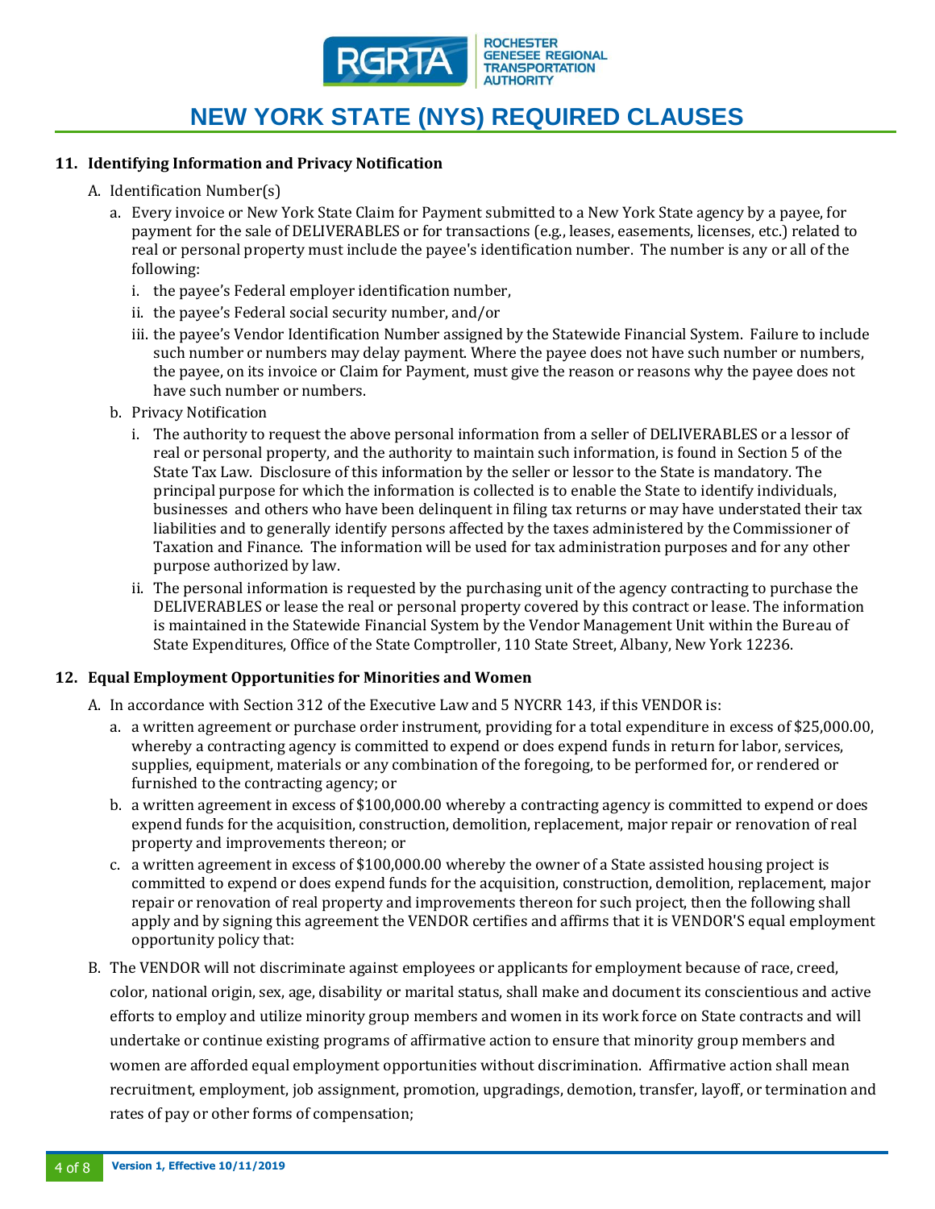## 11. Identifying Information and Privacy Notification

A. Identification Number(s)

   a. Every invoice or New York State Claim for Payment submitted to a New York State agency by a payee, for payment for the sale of DELIVERABLES or for transactions (e.g., leases, easements, licenses, etc.) related to real or personal property must include the payee's identification number. The number is any or all of the following:

      i. the payee's Federal employer identification number,

      ii. the payee's Federal social security number, and/or

      iii. the payee's Vendor Identification Number assigned by the Statewide Financial System. Failure to include such number or numbers may delay payment. Where the payee does not have such number or numbers, the payee, on its invoice or Claim for Payment, must give the reason or reasons why the payee does not have such number or numbers.

   b. Privacy Notification

      i. The authority to request the above personal information from a seller of DELIVERABLES or a lessor of real or personal property, and the authority to maintain such information, is found in Section 5 of the State Tax Law. Disclosure of this information by the seller or lessor to the State is mandatory. The principal purpose for which the information is collected is to enable the State to identify individuals, businesses and others who have been delinquent in filing tax returns or may have understated their tax liabilities and to generally identify persons affected by the taxes administered by the Commissioner of Taxation and Finance. The information will be used for tax administration purposes and for any other purpose authorized by law.

      ii. The personal information is requested by the purchasing unit of the agency contracting to purchase the DELIVERABLES or lease the real or personal property covered by this contract or lease. The information is maintained in the Statewide Financial System by the Vendor Management Unit within the Bureau of State Expenditures, Office of the State Comptroller, 110 State Street, Albany, New York 12236.

## 12. Equal Employment Opportunities for Minorities and Women

A. In accordance with Section 312 of the Executive Law and 5 NYCRR 143, if this VENDOR is:

   a. a written agreement or purchase order instrument, providing for a total expenditure in excess of $25,000.00, whereby a contracting agency is committed to expend or does expend funds in return for labor, services, supplies, equipment, materials or any combination of the foregoing, to be performed for, or rendered or furnished to the contracting agency; or

   b. a written agreement in excess of $100,000.00 whereby a contracting agency is committed to expend or does expend funds for the acquisition, construction, demolition, replacement, major repair or renovation of real property and improvements thereon; or

   c. a written agreement in excess of $100,000.00 whereby the owner of a State assisted housing project is committed to expend or does expend funds for the acquisition, construction, demolition, replacement, major repair or renovation of real property and improvements thereon for such project, then the following shall apply and by signing this agreement the VENDOR certifies and affirms that it is VENDOR'S equal employment opportunity policy that:

B. The VENDOR will not discriminate against employees or applicants for employment because of race, creed, color, national origin, sex, age, disability or marital status, shall make and document its conscientious and active efforts to employ and utilize minority group members and women in its work force on State contracts and will undertake or continue existing programs of affirmative action to ensure that minority group members and women are afforded equal employment opportunities without discrimination. Affirmative action shall mean recruitment, employment, job assignment, promotion, upgradings, demotion, transfer, layoff, or termination and rates of pay or other forms of compensation;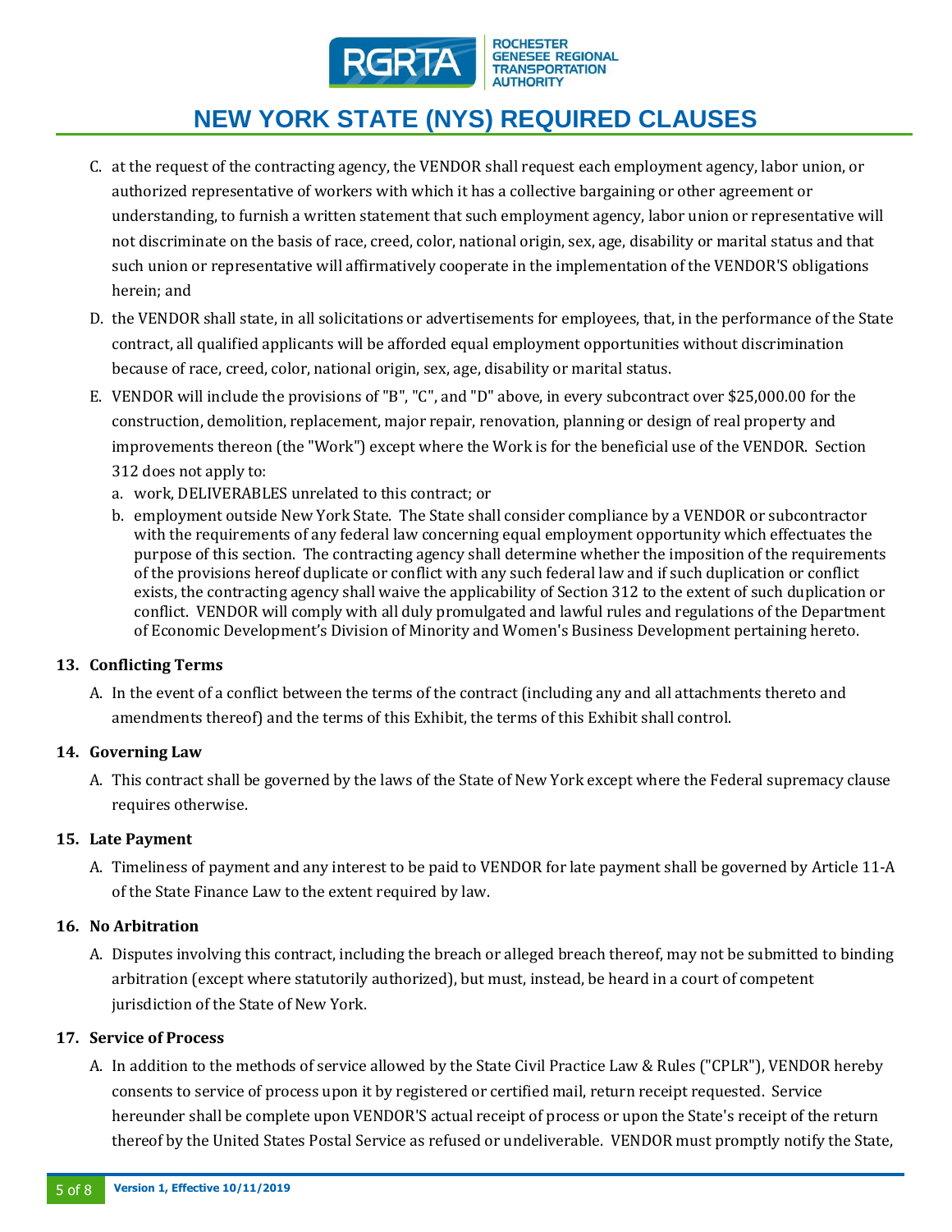C. at the request of the contracting agency, the VENDOR shall request each employment agency, labor union, or authorized representative of workers with which it has a collective bargaining or other agreement or understanding, to furnish a written statement that such employment agency, labor union or representative will not discriminate on the basis of race, creed, color, national origin, sex, age, disability or marital status and that such union or representative will affirmatively cooperate in the implementation of the VENDOR'S obligations herein; and

D. the VENDOR shall state, in all solicitations or advertisements for employees, that, in the performance of the State contract, all qualified applicants will be afforded equal employment opportunities without discrimination because of race, creed, color, national origin, sex, age, disability or marital status.

E. VENDOR will include the provisions of "B", "C", and "D" above, in every subcontract over $25,000.00 for the construction, demolition, replacement, major repair, renovation, planning or design of real property and improvements thereon (the "Work") except where the Work is for the beneficial use of the VENDOR. Section 312 does not apply to:

   a. work, DELIVERABLES unrelated to this contract; or
   b. employment outside New York State. The State shall consider compliance by a VENDOR or subcontractor with the requirements of any federal law concerning equal employment opportunity which effectuates the purpose of this section. The contracting agency shall determine whether the imposition of the requirements of the provisions hereof duplicate or conflict with any such federal law and if such duplication or conflict exists, the contracting agency shall waive the applicability of Section 312 to the extent of such duplication or conflict. VENDOR will comply with all duly promulgated and lawful rules and regulations of the Department of Economic Development's Division of Minority and Women's Business Development pertaining hereto.

**13. Conflicting Terms**

A. In the event of a conflict between the terms of the contract (including any and all attachments thereto and amendments thereof) and the terms of this Exhibit, the terms of this Exhibit shall control.

**14. Governing Law**

A. This contract shall be governed by the laws of the State of New York except where the Federal supremacy clause requires otherwise.

**15. Late Payment**

A. Timeliness of payment and any interest to be paid to VENDOR for late payment shall be governed by Article 11-A of the State Finance Law to the extent required by law.

**16. No Arbitration**

A. Disputes involving this contract, including the breach or alleged breach thereof, may not be submitted to binding arbitration (except where statutorily authorized), but must, instead, be heard in a court of competent jurisdiction of the State of New York.

**17. Service of Process**

A. In addition to the methods of service allowed by the State Civil Practice Law & Rules ("CPLR"), VENDOR hereby consents to service of process upon it by registered or certified mail, return receipt requested. Service hereunder shall be complete upon VENDOR'S actual receipt of process or upon the State's receipt of the return thereof by the United States Postal Service as refused or undeliverable. VENDOR must promptly notify the State,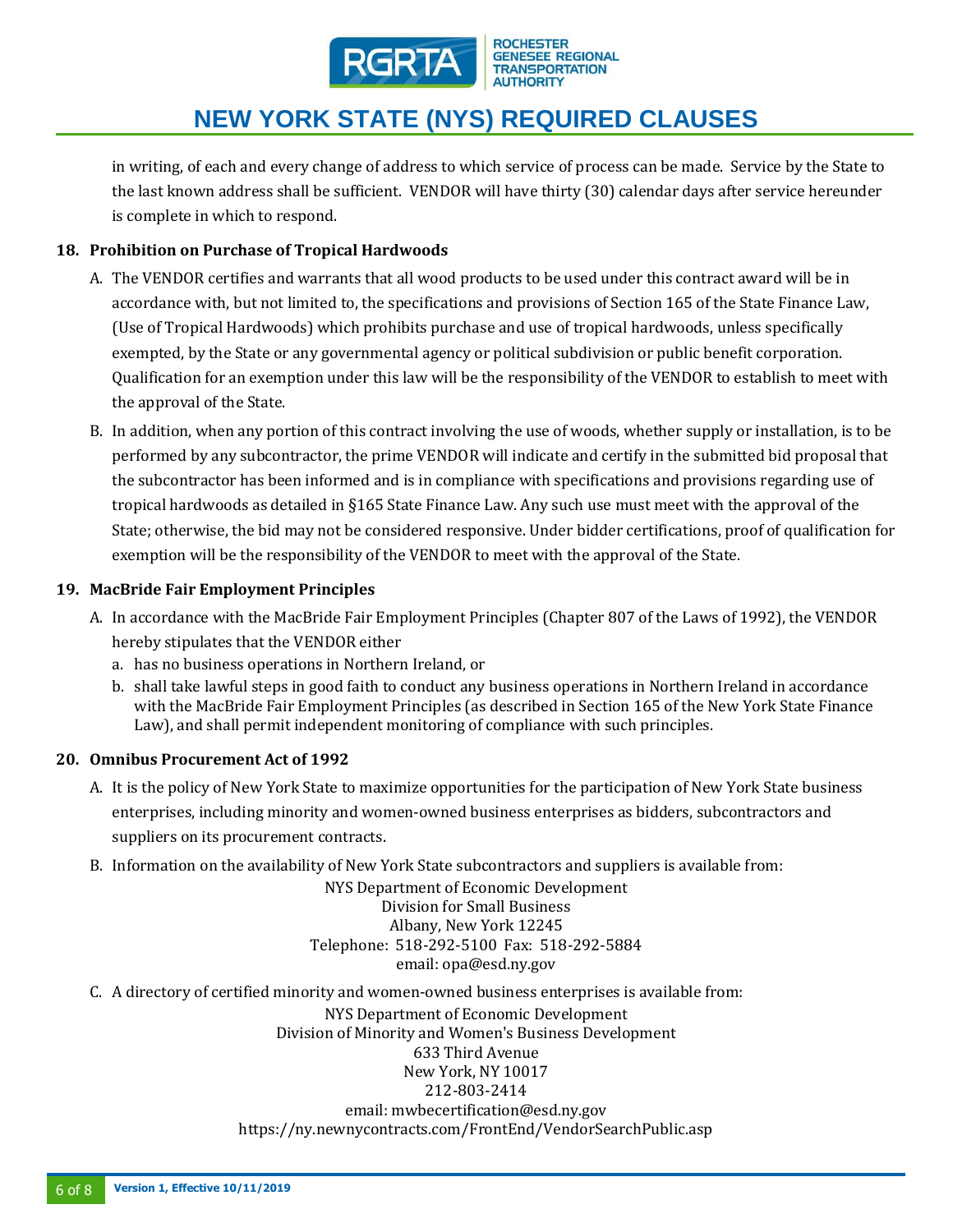in writing, of each and every change of address to which service of process can be made. Service by the State to the last known address shall be sufficient. VENDOR will have thirty (30) calendar days after service hereunder is complete in which to respond.

**18. Prohibition on Purchase of Tropical Hardwoods**

A. The VENDOR certifies and warrants that all wood products to be used under this contract award will be in accordance with, but not limited to, the specifications and provisions of Section 165 of the State Finance Law, (Use of Tropical Hardwoods) which prohibits purchase and use of tropical hardwoods, unless specifically exempted, by the State or any governmental agency or political subdivision or public benefit corporation. Qualification for an exemption under this law will be the responsibility of the VENDOR to establish to meet with the approval of the State.

B. In addition, when any portion of this contract involving the use of woods, whether supply or installation, is to be performed by any subcontractor, the prime VENDOR will indicate and certify in the submitted bid proposal that the subcontractor has been informed and is in compliance with specifications and provisions regarding use of tropical hardwoods as detailed in §165 State Finance Law. Any such use must meet with the approval of the State; otherwise, the bid may not be considered responsive. Under bidder certifications, proof of qualification for exemption will be the responsibility of the VENDOR to meet with the approval of the State.

**19. MacBride Fair Employment Principles**

A. In accordance with the MacBride Fair Employment Principles (Chapter 807 of the Laws of 1992), the VENDOR hereby stipulates that the VENDOR either
   a. has no business operations in Northern Ireland, or
   b. shall take lawful steps in good faith to conduct any business operations in Northern Ireland in accordance with the MacBride Fair Employment Principles (as described in Section 165 of the New York State Finance Law), and shall permit independent monitoring of compliance with such principles.

**20. Omnibus Procurement Act of 1992**

A. It is the policy of New York State to maximize opportunities for the participation of New York State business enterprises, including minority and women-owned business enterprises as bidders, subcontractors and suppliers on its procurement contracts.

B. Information on the availability of New York State subcontractors and suppliers is available from:

NYS Department of Economic Development  
Division for Small Business  
Albany, New York 12245  
Telephone: 518-292-5100 Fax: 518-292-5884  
email: opa@esd.ny.gov

C. A directory of certified minority and women-owned business enterprises is available from:

NYS Department of Economic Development  
Division of Minority and Women's Business Development  
633 Third Avenue  
New York, NY 10017  
212-803-2414  
email: mwbecertification@esd.ny.gov  
https://ny.newnycontracts.com/FrontEnd/VendorSearchPublic.asp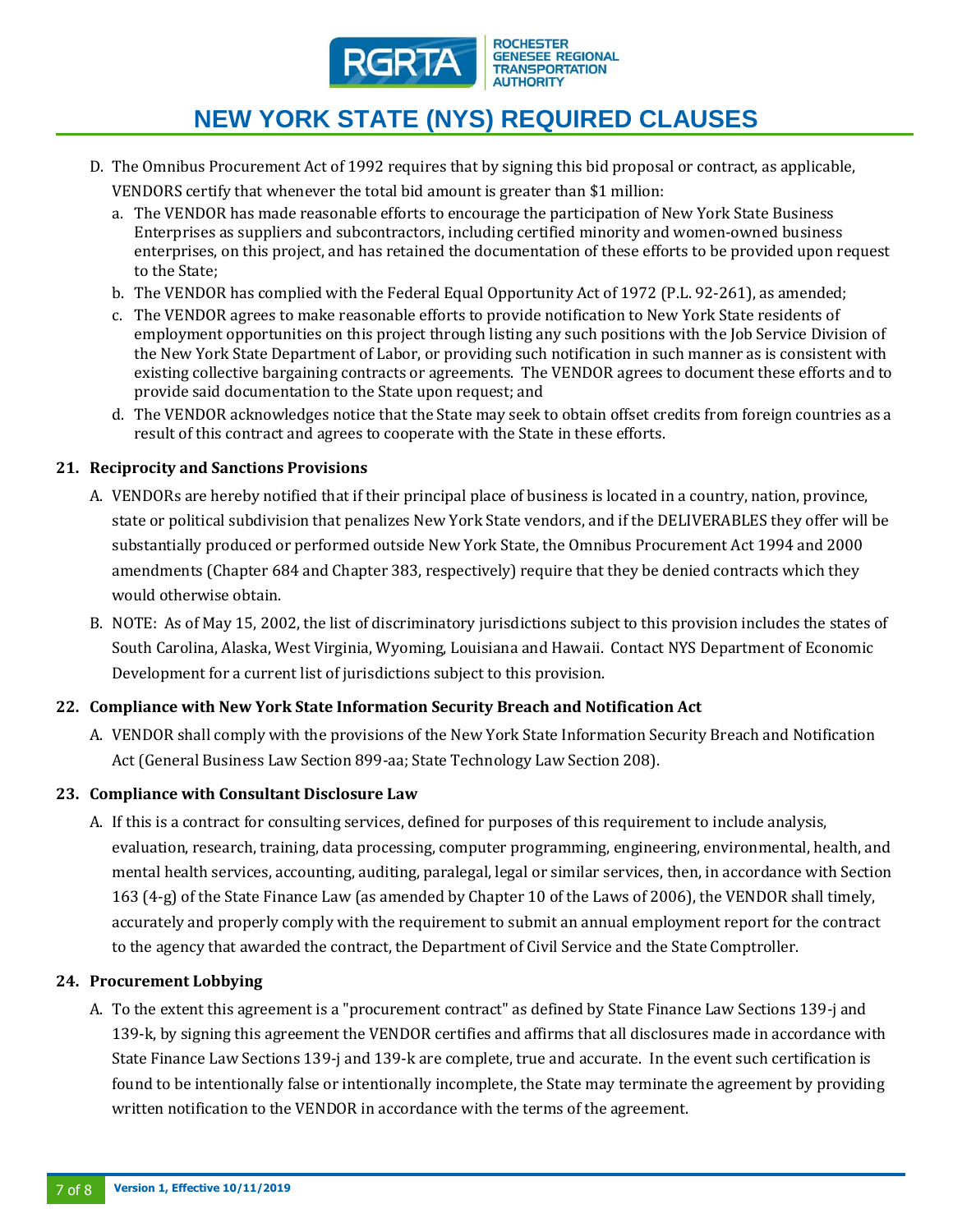# NEW YORK STATE (NYS) REQUIRED CLAUSES

D. The Omnibus Procurement Act of 1992 requires that by signing this bid proposal or contract, as applicable, VENDORS certify that whenever the total bid amount is greater than $1 million:

   a. The VENDOR has made reasonable efforts to encourage the participation of New York State Business Enterprises as suppliers and subcontractors, including certified minority and women-owned business enterprises, on this project, and has retained the documentation of these efforts to be provided upon request to the State;
   b. The VENDOR has complied with the Federal Equal Opportunity Act of 1972 (P.L. 92-261), as amended;
   c. The VENDOR agrees to make reasonable efforts to provide notification to New York State residents of employment opportunities on this project through listing any such positions with the Job Service Division of the New York State Department of Labor, or providing such notification in such manner as is consistent with existing collective bargaining contracts or agreements. The VENDOR agrees to document these efforts and to provide said documentation to the State upon request; and
   d. The VENDOR acknowledges notice that the State may seek to obtain offset credits from foreign countries as a result of this contract and agrees to cooperate with the State in these efforts.

**21. Reciprocity and Sanctions Provisions**

A. VENDORs are hereby notified that if their principal place of business is located in a country, nation, province, state or political subdivision that penalizes New York State vendors, and if the DELIVERABLES they offer will be substantially produced or performed outside New York State, the Omnibus Procurement Act 1994 and 2000 amendments (Chapter 684 and Chapter 383, respectively) require that they be denied contracts which they would otherwise obtain.

B. NOTE: As of May 15, 2002, the list of discriminatory jurisdictions subject to this provision includes the states of South Carolina, Alaska, West Virginia, Wyoming, Louisiana and Hawaii. Contact NYS Department of Economic Development for a current list of jurisdictions subject to this provision.

**22. Compliance with New York State Information Security Breach and Notification Act**

A. VENDOR shall comply with the provisions of the New York State Information Security Breach and Notification Act (General Business Law Section 899-aa; State Technology Law Section 208).

**23. Compliance with Consultant Disclosure Law**

A. If this is a contract for consulting services, defined for purposes of this requirement to include analysis, evaluation, research, training, data processing, computer programming, engineering, environmental, health, and mental health services, accounting, auditing, paralegal, legal or similar services, then, in accordance with Section 163 (4-g) of the State Finance Law (as amended by Chapter 10 of the Laws of 2006), the VENDOR shall timely, accurately and properly comply with the requirement to submit an annual employment report for the contract to the agency that awarded the contract, the Department of Civil Service and the State Comptroller.

**24. Procurement Lobbying**

A. To the extent this agreement is a "procurement contract" as defined by State Finance Law Sections 139-j and 139-k, by signing this agreement the VENDOR certifies and affirms that all disclosures made in accordance with State Finance Law Sections 139-j and 139-k are complete, true and accurate. In the event such certification is found to be intentionally false or intentionally incomplete, the State may terminate the agreement by providing written notification to the VENDOR in accordance with the terms of the agreement.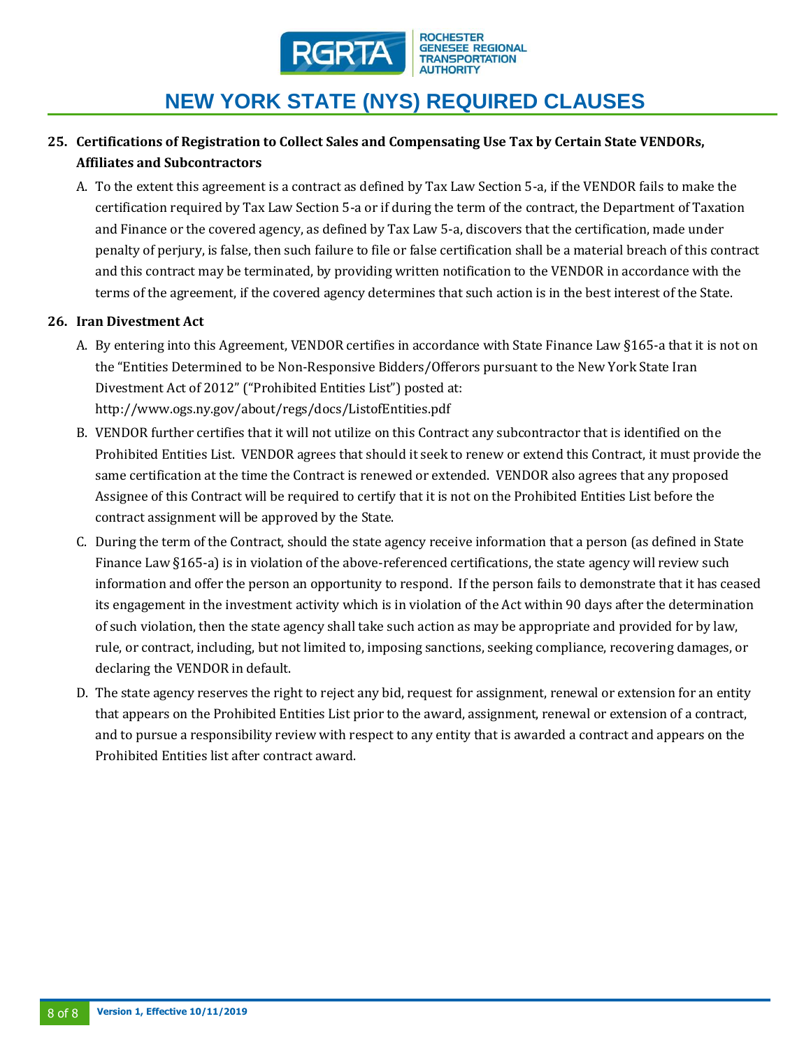# NEW YORK STATE (NYS) REQUIRED CLAUSES

**25. Certifications of Registration to Collect Sales and Compensating Use Tax by Certain State VENDORs, Affiliates and Subcontractors**

A. To the extent this agreement is a contract as defined by Tax Law Section 5-a, if the VENDOR fails to make the certification required by Tax Law Section 5-a or if during the term of the contract, the Department of Taxation and Finance or the covered agency, as defined by Tax Law 5-a, discovers that the certification, made under penalty of perjury, is false, then such failure to file or false certification shall be a material breach of this contract and this contract may be terminated, by providing written notification to the VENDOR in accordance with the terms of the agreement, if the covered agency determines that such action is in the best interest of the State.

**26. Iran Divestment Act**

A. By entering into this Agreement, VENDOR certifies in accordance with State Finance Law §165-a that it is not on the "Entities Determined to be Non-Responsive Bidders/Offerors pursuant to the New York State Iran Divestment Act of 2012" ("Prohibited Entities List") posted at: http://www.ogs.ny.gov/about/regs/docs/ListofEntities.pdf

B. VENDOR further certifies that it will not utilize on this Contract any subcontractor that is identified on the Prohibited Entities List. VENDOR agrees that should it seek to renew or extend this Contract, it must provide the same certification at the time the Contract is renewed or extended. VENDOR also agrees that any proposed Assignee of this Contract will be required to certify that it is not on the Prohibited Entities List before the contract assignment will be approved by the State.

C. During the term of the Contract, should the state agency receive information that a person (as defined in State Finance Law §165-a) is in violation of the above-referenced certifications, the state agency will review such information and offer the person an opportunity to respond. If the person fails to demonstrate that it has ceased its engagement in the investment activity which is in violation of the Act within 90 days after the determination of such violation, then the state agency shall take such action as may be appropriate and provided for by law, rule, or contract, including, but not limited to, imposing sanctions, seeking compliance, recovering damages, or declaring the VENDOR in default.

D. The state agency reserves the right to reject any bid, request for assignment, renewal or extension for an entity that appears on the Prohibited Entities List prior to the award, assignment, renewal or extension of a contract, and to pursue a responsibility review with respect to any entity that is awarded a contract and appears on the Prohibited Entities list after contract award.